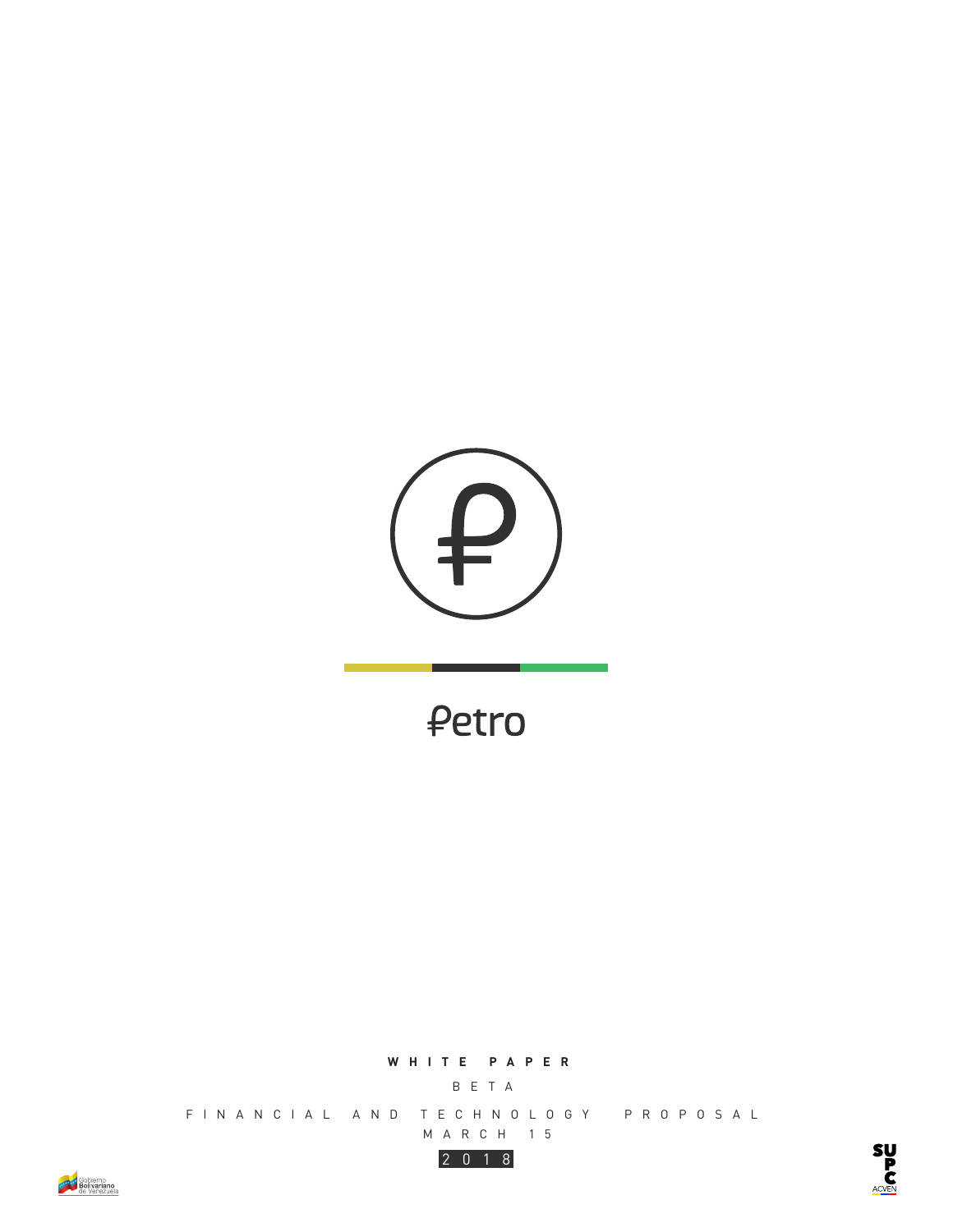# Petro

**WHITE PAPER**

BETA

FINANCIAL AND TECHNOLOGY PROPOSAL

MARCH 15

2018

Gobierno Bolivariano de Venezuela

SUPC ACVEN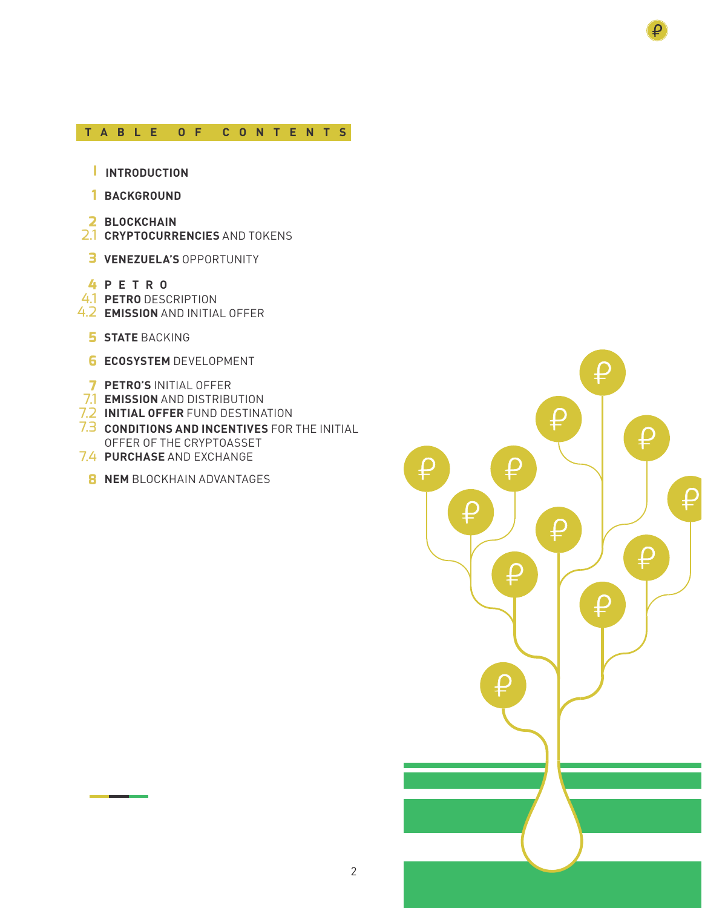## TABLE OF CONTENTS

- I **INTRODUCTION**
- 1 **BACKGROUND**
- 2 **BLOCKCHAIN**
- 2.1 **CRYPTOCURRENCIES** AND TOKENS
- 3 **VENEZUELA'S** OPPORTUNITY
- 4 **PETRO**
- 4.1 **PETRO** DESCRIPTION
- 4.2 **EMISSION** AND INITIAL OFFER
- 5 **STATE** BACKING
- 6 **ECOSYSTEM** DEVELOPMENT
- 7 **PETRO'S** INITIAL OFFER
- 7.1 **EMISSION** AND DISTRIBUTION
- 7.2 **INITIAL OFFER** FUND DESTINATION
- 7.3 **CONDITIONS AND INCENTIVES** FOR THE INITIAL OFFER OF THE CRYPTOASSET
- 7.4 **PURCHASE** AND EXCHANGE
- 8 **NEM** BLOCKHAIN ADVANTAGES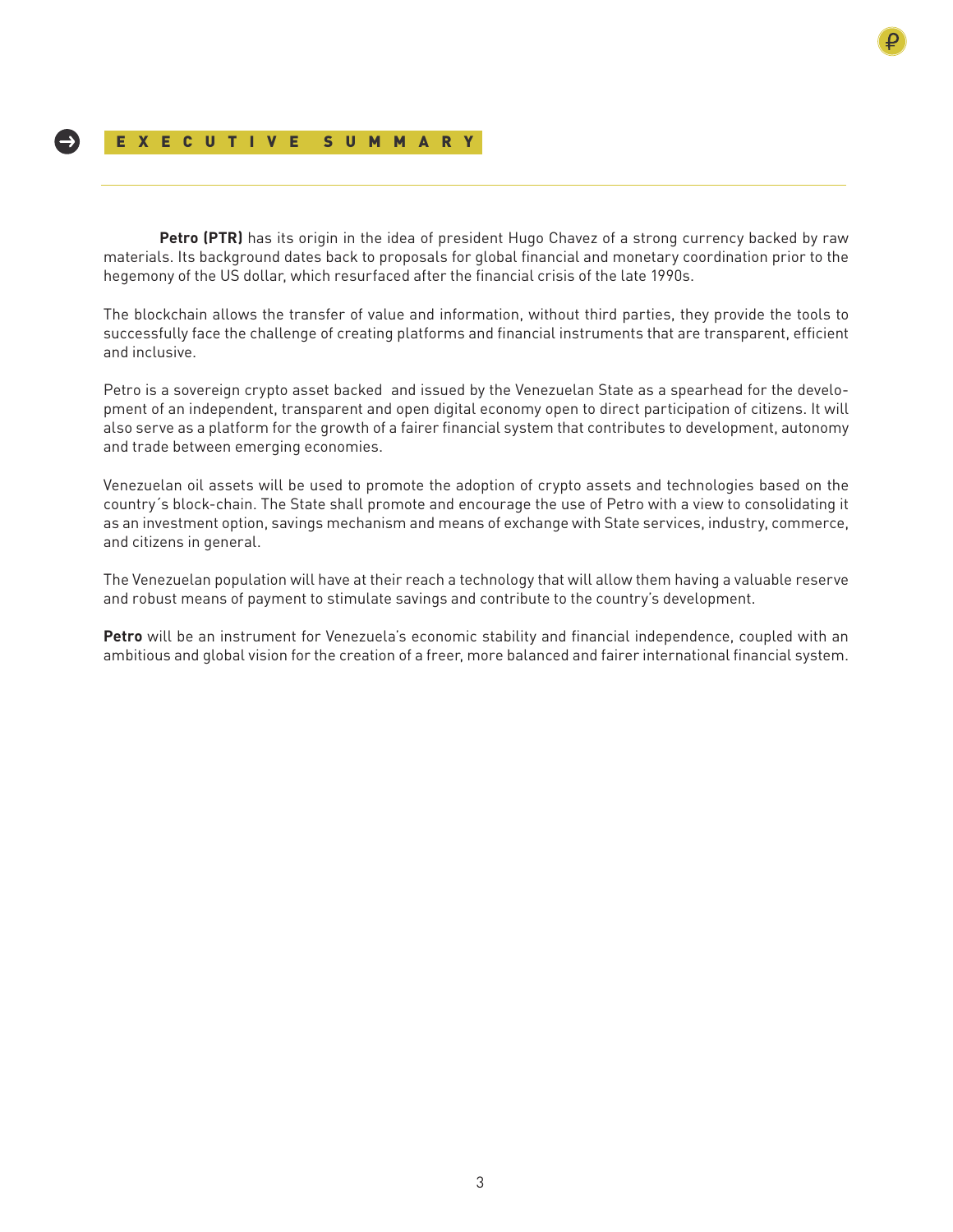# EXECUTIVE SUMMARY

**Petro (PTR)** has its origin in the idea of president Hugo Chavez of a strong currency backed by raw materials. Its background dates back to proposals for global financial and monetary coordination prior to the hegemony of the US dollar, which resurfaced after the financial crisis of the late 1990s.

The blockchain allows the transfer of value and information, without third parties, they provide the tools to successfully face the challenge of creating platforms and financial instruments that are transparent, efficient and inclusive.

Petro is a sovereign crypto asset backed and issued by the Venezuelan State as a spearhead for the development of an independent, transparent and open digital economy open to direct participation of citizens. It will also serve as a platform for the growth of a fairer financial system that contributes to development, autonomy and trade between emerging economies.

Venezuelan oil assets will be used to promote the adoption of crypto assets and technologies based on the country´s block-chain. The State shall promote and encourage the use of Petro with a view to consolidating it as an investment option, savings mechanism and means of exchange with State services, industry, commerce, and citizens in general.

The Venezuelan population will have at their reach a technology that will allow them having a valuable reserve and robust means of payment to stimulate savings and contribute to the country's development.

**Petro** will be an instrument for Venezuela's economic stability and financial independence, coupled with an ambitious and global vision for the creation of a freer, more balanced and fairer international financial system.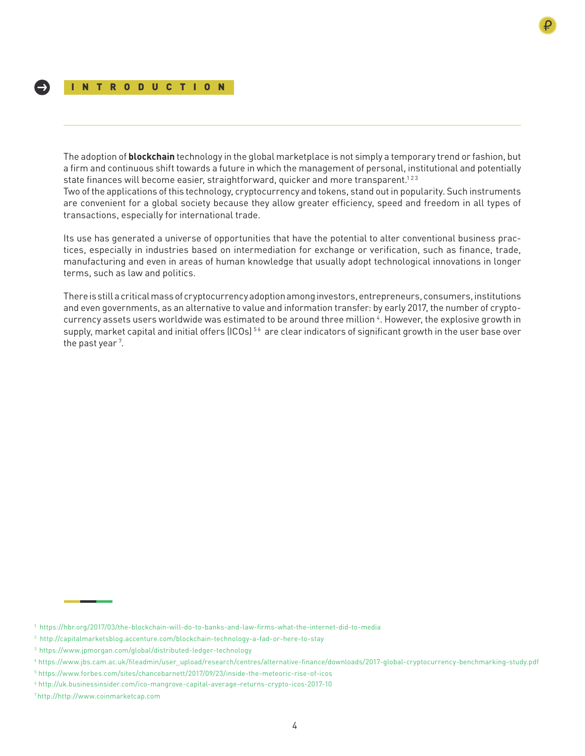# INTRODUCTION

The adoption of **blockchain** technology in the global marketplace is not simply a temporary trend or fashion, but a firm and continuous shift towards a future in which the management of personal, institutional and potentially state finances will become easier, straightforward, quicker and more transparent.[1 2 3]
Two of the applications of this technology, cryptocurrency and tokens, stand out in popularity. Such instruments are convenient for a global society because they allow greater efficiency, speed and freedom in all types of transactions, especially for international trade.

Its use has generated a universe of opportunities that have the potential to alter conventional business practices, especially in industries based on intermediation for exchange or verification, such as finance, trade, manufacturing and even in areas of human knowledge that usually adopt technological innovations in longer terms, such as law and politics.

There is still a critical mass of cryptocurrency adoption among investors, entrepreneurs, consumers, institutions and even governments, as an alternative to value and information transfer: by early 2017, the number of cryptocurrency assets users worldwide was estimated to be around three million [4]. However, the explosive growth in supply, market capital and initial offers (ICOs) [5 6] are clear indicators of significant growth in the user base over the past year [7].

---

[1] https://hbr.org/2017/03/the-blockchain-will-do-to-banks-and-law-firms-what-the-internet-did-to-media

[2] http://capitalmarketsblog.accenture.com/blockchain-technology-a-fad-or-here-to-stay

[3] https://www.jpmorgan.com/global/distributed-ledger-technology

[4] https://www.jbs.cam.ac.uk/fileadmin/user_upload/research/centres/alternative-finance/downloads/2017-global-cryptocurrency-benchmarking-study.pdf

[5] https://www.forbes.com/sites/chancebarnett/2017/09/23/inside-the-meteoric-rise-of-icos

[6] http://uk.businessinsider.com/ico-mangrove-capital-average-returns-crypto-icos-2017-10

[7] http://http://www.coinmarketcap.com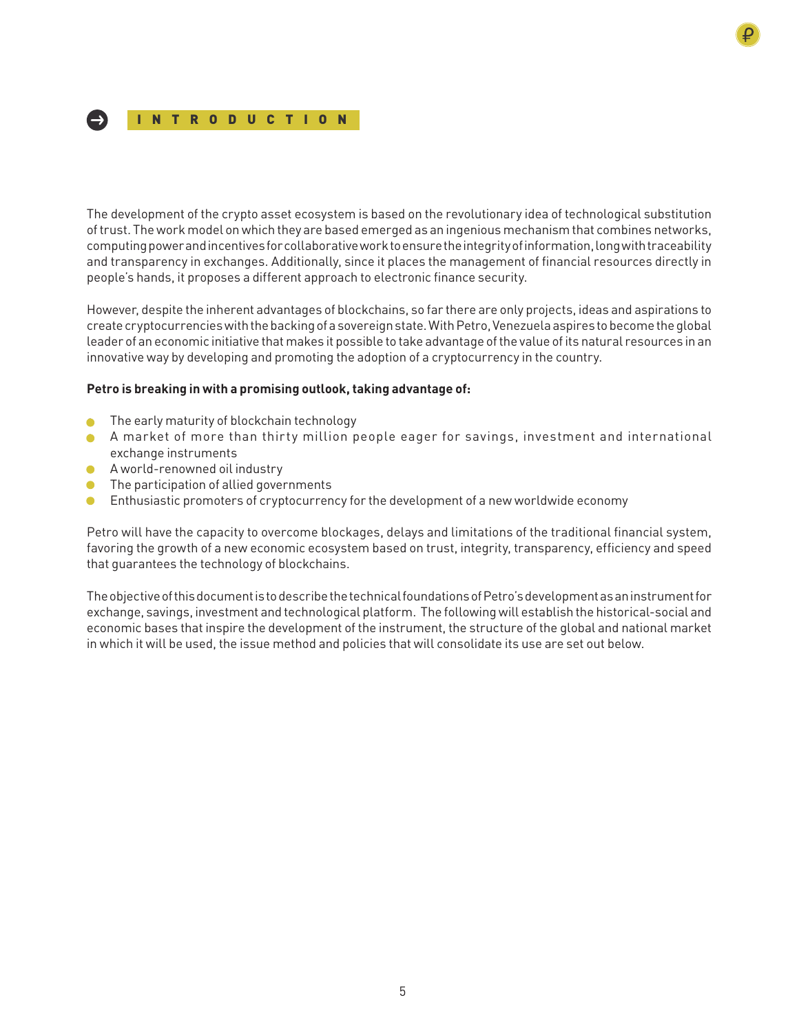# INTRODUCTION

The development of the crypto asset ecosystem is based on the revolutionary idea of technological substitution of trust. The work model on which they are based emerged as an ingenious mechanism that combines networks, computing power and incentives for collaborative work to ensure the integrity of information, long with traceability and transparency in exchanges. Additionally, since it places the management of financial resources directly in people's hands, it proposes a different approach to electronic finance security.

However, despite the inherent advantages of blockchains, so far there are only projects, ideas and aspirations to create cryptocurrencies with the backing of a sovereign state. With Petro, Venezuela aspires to become the global leader of an economic initiative that makes it possible to take advantage of the value of its natural resources in an innovative way by developing and promoting the adoption of a cryptocurrency in the country.

**Petro is breaking in with a promising outlook, taking advantage of:**

- The early maturity of blockchain technology
- A market of more than thirty million people eager for savings, investment and international exchange instruments
- A world-renowned oil industry
- The participation of allied governments
- Enthusiastic promoters of cryptocurrency for the development of a new worldwide economy

Petro will have the capacity to overcome blockages, delays and limitations of the traditional financial system, favoring the growth of a new economic ecosystem based on trust, integrity, transparency, efficiency and speed that guarantees the technology of blockchains.

The objective of this document is to describe the technical foundations of Petro's development as an instrument for exchange, savings, investment and technological platform. The following will establish the historical-social and economic bases that inspire the development of the instrument, the structure of the global and national market in which it will be used, the issue method and policies that will consolidate its use are set out below.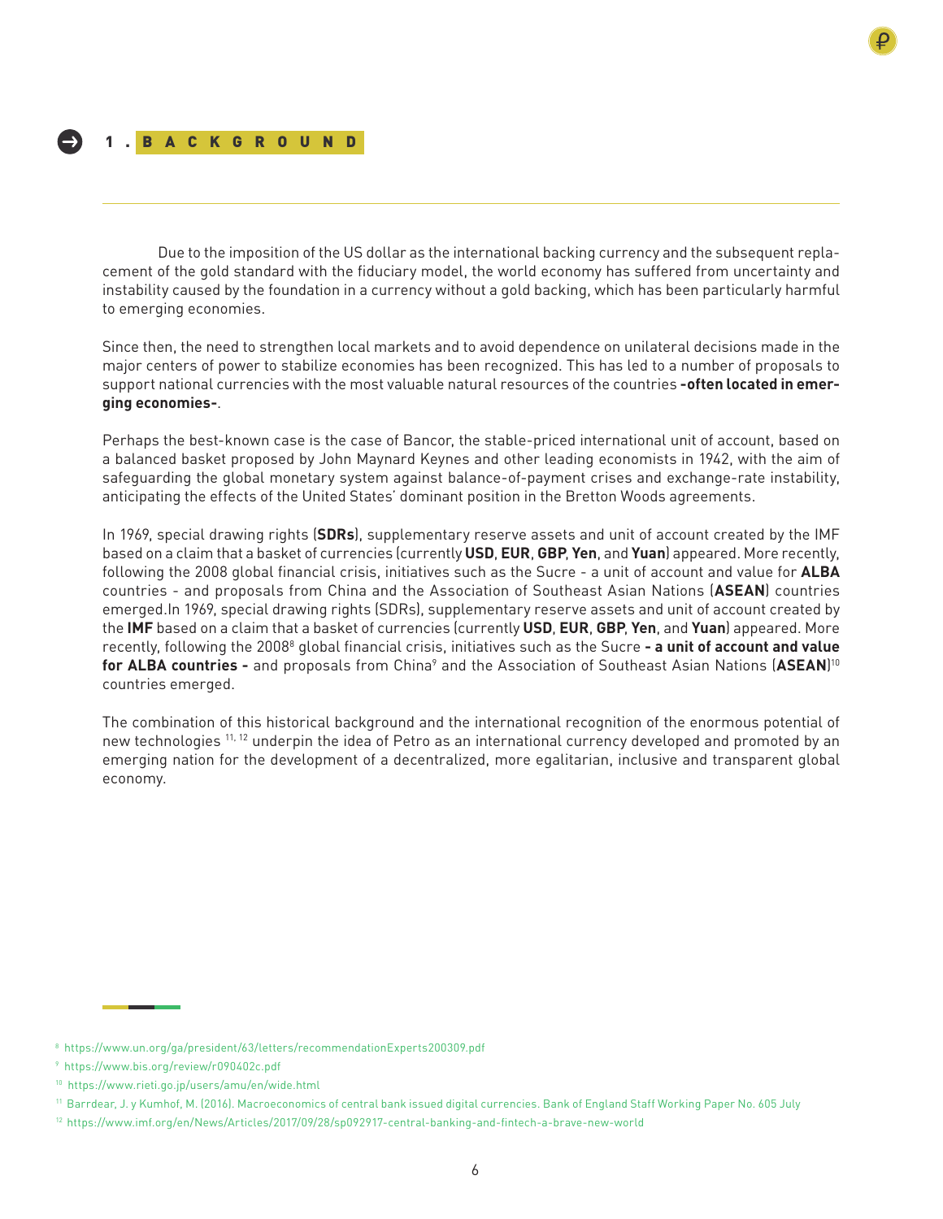# 1. BACKGROUND

Due to the imposition of the US dollar as the international backing currency and the subsequent replacement of the gold standard with the fiduciary model, the world economy has suffered from uncertainty and instability caused by the foundation in a currency without a gold backing, which has been particularly harmful to emerging economies.

Since then, the need to strengthen local markets and to avoid dependence on unilateral decisions made in the major centers of power to stabilize economies has been recognized. This has led to a number of proposals to support national currencies with the most valuable natural resources of the countries **-often located in emerging economies-**.

Perhaps the best-known case is the case of Bancor, the stable-priced international unit of account, based on a balanced basket proposed by John Maynard Keynes and other leading economists in 1942, with the aim of safeguarding the global monetary system against balance-of-payment crises and exchange-rate instability, anticipating the effects of the United States' dominant position in the Bretton Woods agreements.

In 1969, special drawing rights (**SDRs**), supplementary reserve assets and unit of account created by the IMF based on a claim that a basket of currencies (currently **USD**, **EUR**, **GBP**, **Yen**, and **Yuan**) appeared. More recently, following the 2008 global financial crisis, initiatives such as the Sucre - a unit of account and value for **ALBA** countries - and proposals from China and the Association of Southeast Asian Nations (**ASEAN**) countries emerged.In 1969, special drawing rights (SDRs), supplementary reserve assets and unit of account created by the **IMF** based on a claim that a basket of currencies (currently **USD**, **EUR**, **GBP**, **Yen**, and **Yuan**) appeared. More recently, following the 2008[8] global financial crisis, initiatives such as the Sucre **- a unit of account and value for ALBA countries -** and proposals from China[9] and the Association of Southeast Asian Nations (**ASEAN**)[10] countries emerged.

The combination of this historical background and the international recognition of the enormous potential of new technologies [11, 12] underpin the idea of Petro as an international currency developed and promoted by an emerging nation for the development of a decentralized, more egalitarian, inclusive and transparent global economy.

[8] https://www.un.org/ga/president/63/letters/recommendationExperts200309.pdf

[9] https://www.bis.org/review/r090402c.pdf

[10] https://www.rieti.go.jp/users/amu/en/wide.html

[11] Barrdear, J. y Kumhof, M. (2016). Macroeconomics of central bank issued digital currencies. Bank of England Staff Working Paper No. 605 July

[12] https://www.imf.org/en/News/Articles/2017/09/28/sp092917-central-banking-and-fintech-a-brave-new-world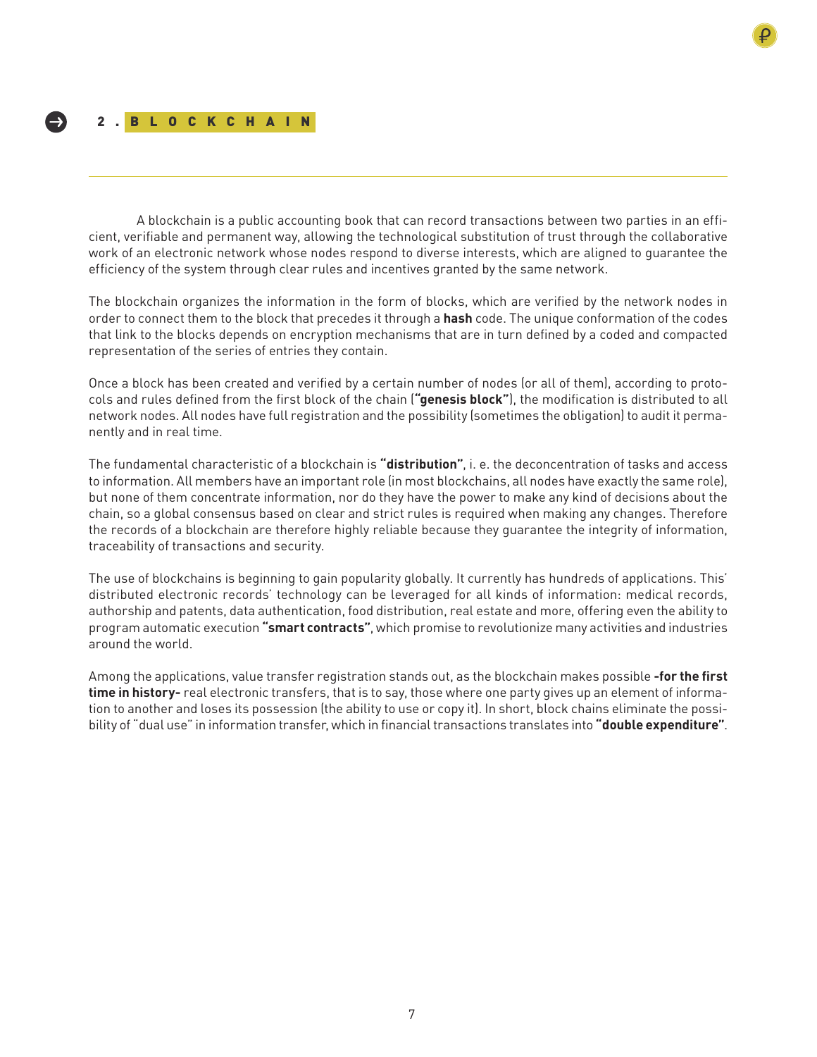## 2. BLOCKCHAIN

A blockchain is a public accounting book that can record transactions between two parties in an efficient, verifiable and permanent way, allowing the technological substitution of trust through the collaborative work of an electronic network whose nodes respond to diverse interests, which are aligned to guarantee the efficiency of the system through clear rules and incentives granted by the same network.

The blockchain organizes the information in the form of blocks, which are verified by the network nodes in order to connect them to the block that precedes it through a **hash** code. The unique conformation of the codes that link to the blocks depends on encryption mechanisms that are in turn defined by a coded and compacted representation of the series of entries they contain.

Once a block has been created and verified by a certain number of nodes (or all of them), according to protocols and rules defined from the first block of the chain (**"genesis block"**), the modification is distributed to all network nodes. All nodes have full registration and the possibility (sometimes the obligation) to audit it permanently and in real time.

The fundamental characteristic of a blockchain is **"distribution"**, i. e. the deconcentration of tasks and access to information. All members have an important role (in most blockchains, all nodes have exactly the same role), but none of them concentrate information, nor do they have the power to make any kind of decisions about the chain, so a global consensus based on clear and strict rules is required when making any changes. Therefore the records of a blockchain are therefore highly reliable because they guarantee the integrity of information, traceability of transactions and security.

The use of blockchains is beginning to gain popularity globally. It currently has hundreds of applications. This' distributed electronic records' technology can be leveraged for all kinds of information: medical records, authorship and patents, data authentication, food distribution, real estate and more, offering even the ability to program automatic execution **"smart contracts"**, which promise to revolutionize many activities and industries around the world.

Among the applications, value transfer registration stands out, as the blockchain makes possible **-for the first time in history-** real electronic transfers, that is to say, those where one party gives up an element of information to another and loses its possession (the ability to use or copy it). In short, block chains eliminate the possibility of "dual use" in information transfer, which in financial transactions translates into **"double expenditure"**.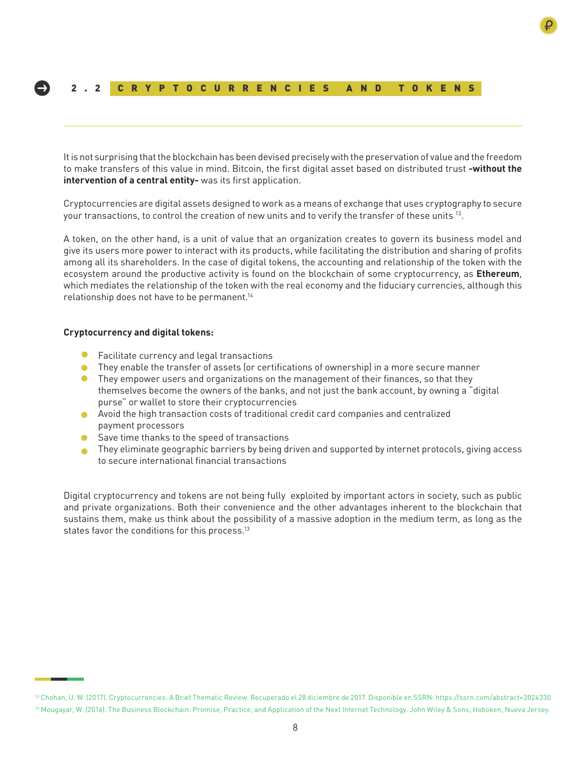## 2.2 CRYPTOCURRENCIES AND TOKENS

It is not surprising that the blockchain has been devised precisely with the preservation of value and the freedom to make transfers of this value in mind. Bitcoin, the first digital asset based on distributed trust **-without the intervention of a central entity-** was its first application.

Cryptocurrencies are digital assets designed to work as a means of exchange that uses cryptography to secure your transactions, to control the creation of new units and to verify the transfer of these units [13].

A token, on the other hand, is a unit of value that an organization creates to govern its business model and give its users more power to interact with its products, while facilitating the distribution and sharing of profits among all its shareholders. In the case of digital tokens, the accounting and relationship of the token with the ecosystem around the productive activity is found on the blockchain of some cryptocurrency, as **Ethereum**, which mediates the relationship of the token with the real economy and the fiduciary currencies, although this relationship does not have to be permanent.[14]

**Cryptocurrency and digital tokens:**

- Facilitate currency and legal transactions
- They enable the transfer of assets (or certifications of ownership) in a more secure manner
- They empower users and organizations on the management of their finances, so that they themselves become the owners of the banks, and not just the bank account, by owning a "digital purse" or wallet to store their cryptocurrencies
- Avoid the high transaction costs of traditional credit card companies and centralized payment processors
- Save time thanks to the speed of transactions
- They eliminate geographic barriers by being driven and supported by internet protocols, giving access to secure international financial transactions

Digital cryptocurrency and tokens are not being fully exploited by important actors in society, such as public and private organizations. Both their convenience and the other advantages inherent to the blockchain that sustains them, make us think about the possibility of a massive adoption in the medium term, as long as the states favor the conditions for this process.[13]

[13] Chohan, U. W. (2017). Cryptocurrencies: A Brief Thematic Review. Recuperado el 28 diciembre de 2017. Disponible en SSRN: https://ssrn.com/abstract=3024330

[14] Mougayar, W. (2016). The Business Blockchain: Promise, Practice, and Application of the Next Internet Technology. John Wiley & Sons, Hoboken, Nueva Jersey.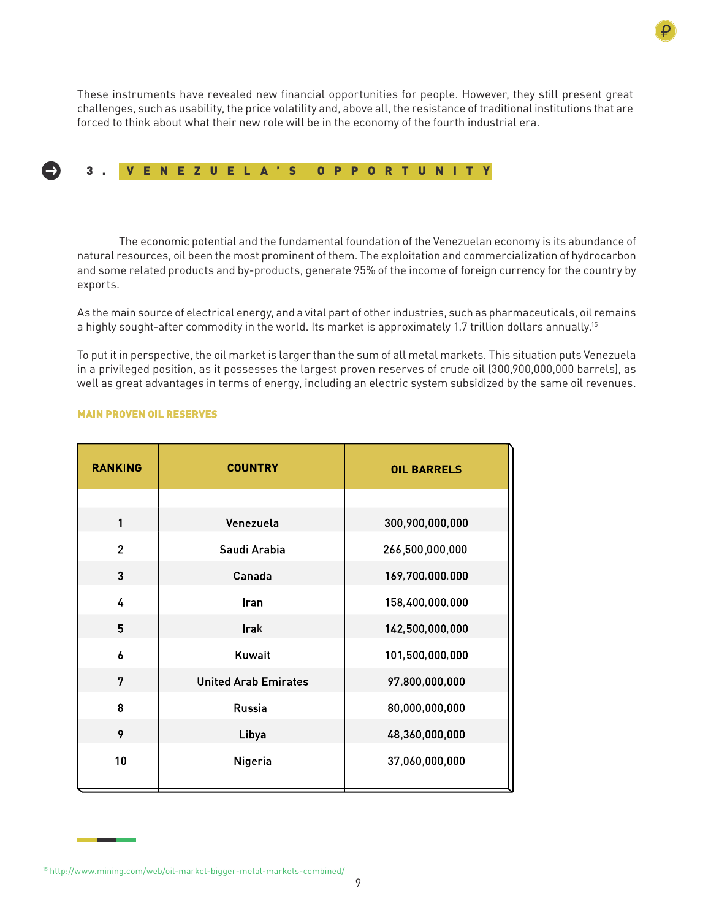These instruments have revealed new financial opportunities for people. However, they still present great challenges, such as usability, the price volatility and, above all, the resistance of traditional institutions that are forced to think about what their new role will be in the economy of the fourth industrial era.

## 3. VENEZUELA'S OPPORTUNITY

The economic potential and the fundamental foundation of the Venezuelan economy is its abundance of natural resources, oil been the most prominent of them. The exploitation and commercialization of hydrocarbon and some related products and by-products, generate 95% of the income of foreign currency for the country by exports.

As the main source of electrical energy, and a vital part of other industries, such as pharmaceuticals, oil remains a highly sought-after commodity in the world. Its market is approximately 1.7 trillion dollars annually.[15]

To put it in perspective, the oil market is larger than the sum of all metal markets. This situation puts Venezuela in a privileged position, as it possesses the largest proven reserves of crude oil (300,900,000,000 barrels), as well as great advantages in terms of energy, including an electric system subsidized by the same oil revenues.

**MAIN PROVEN OIL RESERVES**

| RANKING | COUNTRY | OIL BARRELS |
|---|---|---|
| 1 | Venezuela | 300,900,000,000 |
| 2 | Saudi Arabia | 266,500,000,000 |
| 3 | Canada | 169,700,000,000 |
| 4 | Iran | 158,400,000,000 |
| 5 | Irak | 142,500,000,000 |
| 6 | Kuwait | 101,500,000,000 |
| 7 | United Arab Emirates | 97,800,000,000 |
| 8 | Russia | 80,000,000,000 |
| 9 | Libya | 48,360,000,000 |
| 10 | Nigeria | 37,060,000,000 |

[15] http://www.mining.com/web/oil-market-bigger-metal-markets-combined/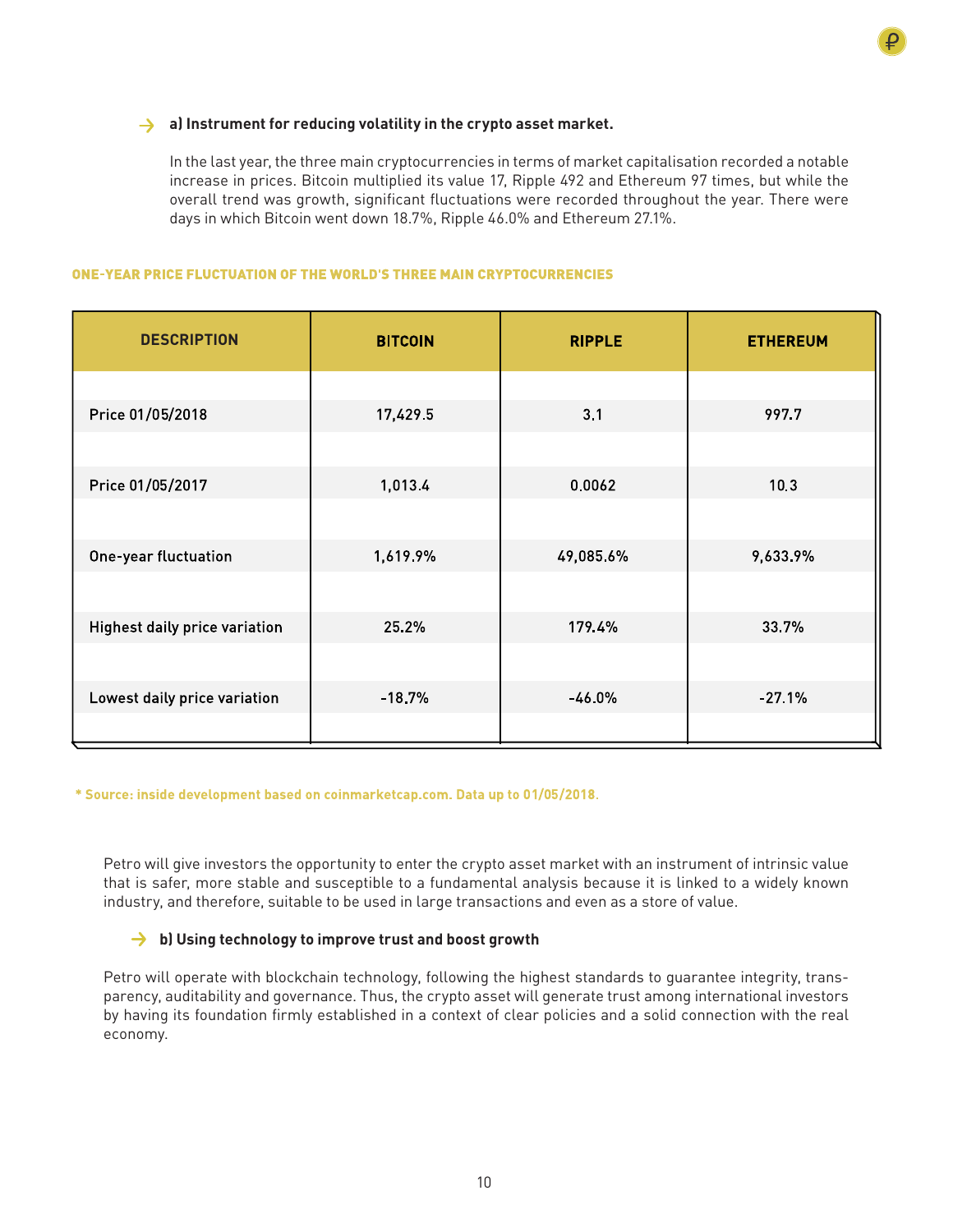### → a) Instrument for reducing volatility in the crypto asset market.

In the last year, the three main cryptocurrencies in terms of market capitalisation recorded a notable increase in prices. Bitcoin multiplied its value 17, Ripple 492 and Ethereum 97 times, but while the overall trend was growth, significant fluctuations were recorded throughout the year. There were days in which Bitcoin went down 18.7%, Ripple 46.0% and Ethereum 27.1%.

**ONE-YEAR PRICE FLUCTUATION OF THE WORLD'S THREE MAIN CRYPTOCURRENCIES**

| DESCRIPTION | BITCOIN | RIPPLE | ETHEREUM |
|---|---|---|---|
| Price 01/05/2018 | 17,429.5 | 3.1 | 997.7 |
| Price 01/05/2017 | 1,013.4 | 0.0062 | 10.3 |
| One-year fluctuation | 1,619.9% | 49,085.6% | 9,633.9% |
| Highest daily price variation | 25.2% | 179.4% | 33.7% |
| Lowest daily price variation | -18.7% | -46.0% | -27.1% |

**\* Source: inside development based on coinmarketcap.com. Data up to 01/05/2018.**

Petro will give investors the opportunity to enter the crypto asset market with an instrument of intrinsic value that is safer, more stable and susceptible to a fundamental analysis because it is linked to a widely known industry, and therefore, suitable to be used in large transactions and even as a store of value.

### → b) Using technology to improve trust and boost growth

Petro will operate with blockchain technology, following the highest standards to guarantee integrity, transparency, auditability and governance. Thus, the crypto asset will generate trust among international investors by having its foundation firmly established in a context of clear policies and a solid connection with the real economy.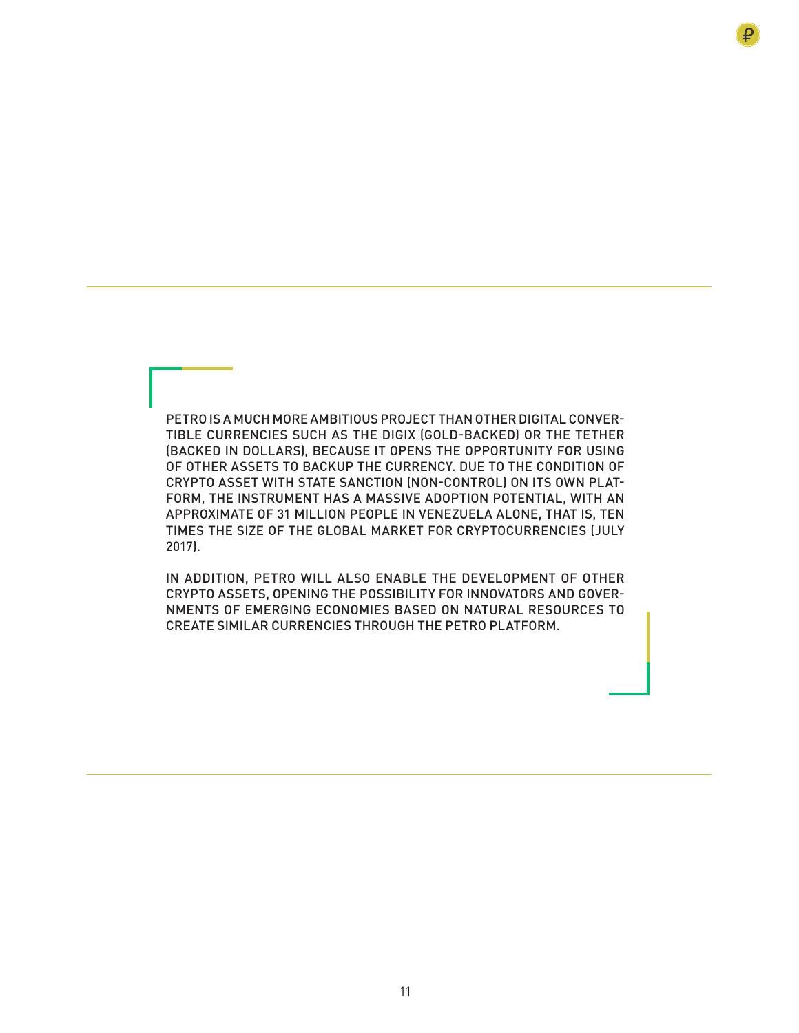PETRO IS A MUCH MORE AMBITIOUS PROJECT THAN OTHER DIGITAL CONVERTIBLE CURRENCIES SUCH AS THE DIGIX (GOLD-BACKED) OR THE TETHER (BACKED IN DOLLARS), BECAUSE IT OPENS THE OPPORTUNITY FOR USING OF OTHER ASSETS TO BACKUP THE CURRENCY. DUE TO THE CONDITION OF CRYPTO ASSET WITH STATE SANCTION (NON-CONTROL) ON ITS OWN PLATFORM, THE INSTRUMENT HAS A MASSIVE ADOPTION POTENTIAL, WITH AN APPROXIMATE OF 31 MILLION PEOPLE IN VENEZUELA ALONE, THAT IS, TEN TIMES THE SIZE OF THE GLOBAL MARKET FOR CRYPTOCURRENCIES (JULY 2017).

IN ADDITION, PETRO WILL ALSO ENABLE THE DEVELOPMENT OF OTHER CRYPTO ASSETS, OPENING THE POSSIBILITY FOR INNOVATORS AND GOVERNMENTS OF EMERGING ECONOMIES BASED ON NATURAL RESOURCES TO CREATE SIMILAR CURRENCIES THROUGH THE PETRO PLATFORM.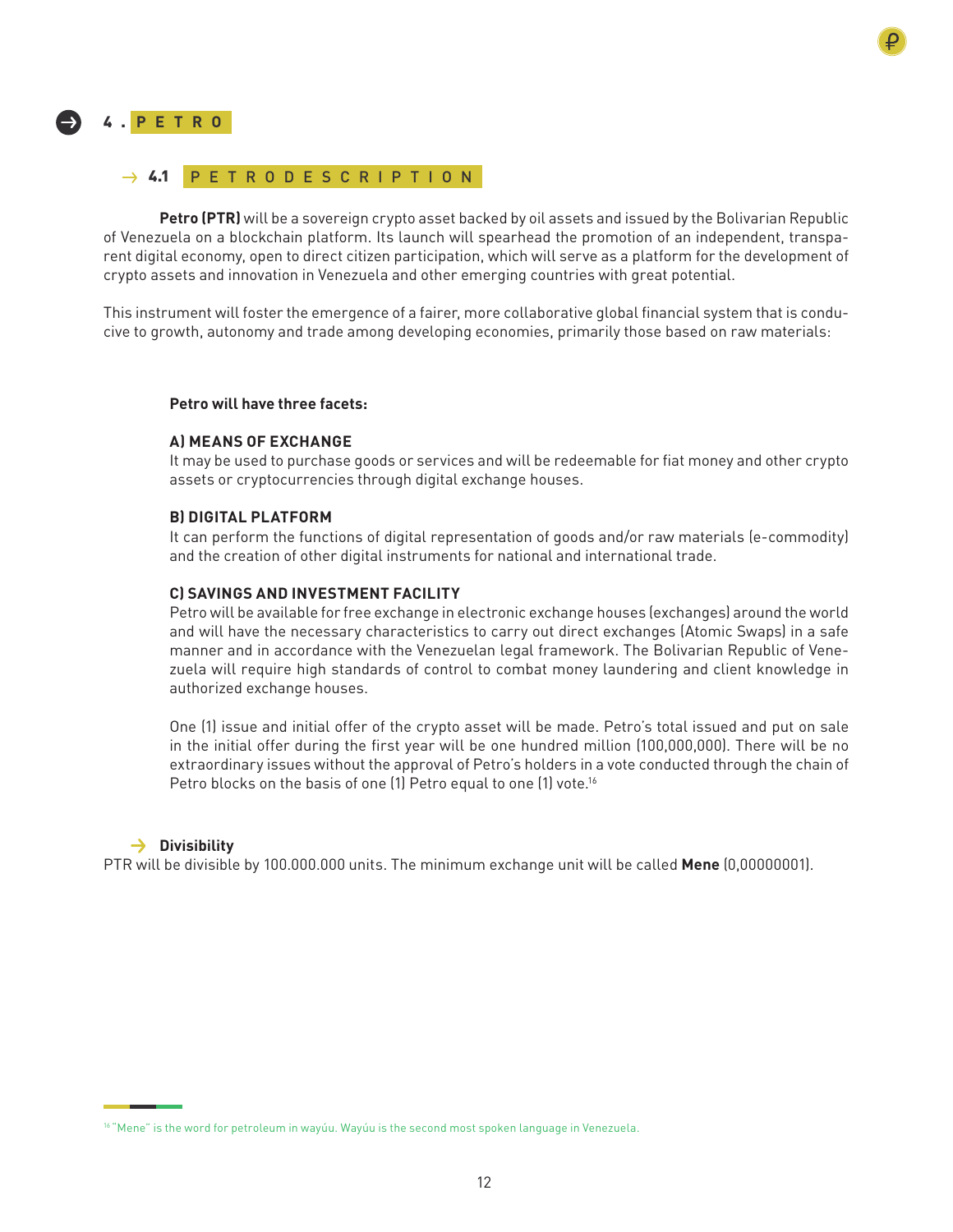# 4. PETRO

## 4.1 PETRO DESCRIPTION

**Petro (PTR)** will be a sovereign crypto asset backed by oil assets and issued by the Bolivarian Republic of Venezuela on a blockchain platform. Its launch will spearhead the promotion of an independent, transparent digital economy, open to direct citizen participation, which will serve as a platform for the development of crypto assets and innovation in Venezuela and other emerging countries with great potential.

This instrument will foster the emergence of a fairer, more collaborative global financial system that is conducive to growth, autonomy and trade among developing economies, primarily those based on raw materials:

**Petro will have three facets:**

**A) MEANS OF EXCHANGE**
It may be used to purchase goods or services and will be redeemable for fiat money and other crypto assets or cryptocurrencies through digital exchange houses.

**B) DIGITAL PLATFORM**
It can perform the functions of digital representation of goods and/or raw materials (e-commodity) and the creation of other digital instruments for national and international trade.

**C) SAVINGS AND INVESTMENT FACILITY**
Petro will be available for free exchange in electronic exchange houses (exchanges) around the world and will have the necessary characteristics to carry out direct exchanges (Atomic Swaps) in a safe manner and in accordance with the Venezuelan legal framework. The Bolivarian Republic of Venezuela will require high standards of control to combat money laundering and client knowledge in authorized exchange houses.

One (1) issue and initial offer of the crypto asset will be made. Petro's total issued and put on sale in the initial offer during the first year will be one hundred million (100,000,000). There will be no extraordinary issues without the approval of Petro's holders in a vote conducted through the chain of Petro blocks on the basis of one (1) Petro equal to one (1) vote.[16]

### Divisibility

PTR will be divisible by 100.000.000 units. The minimum exchange unit will be called **Mene** (0,00000001).

[16] "Mene" is the word for petroleum in wayúu. Wayúu is the second most spoken language in Venezuela.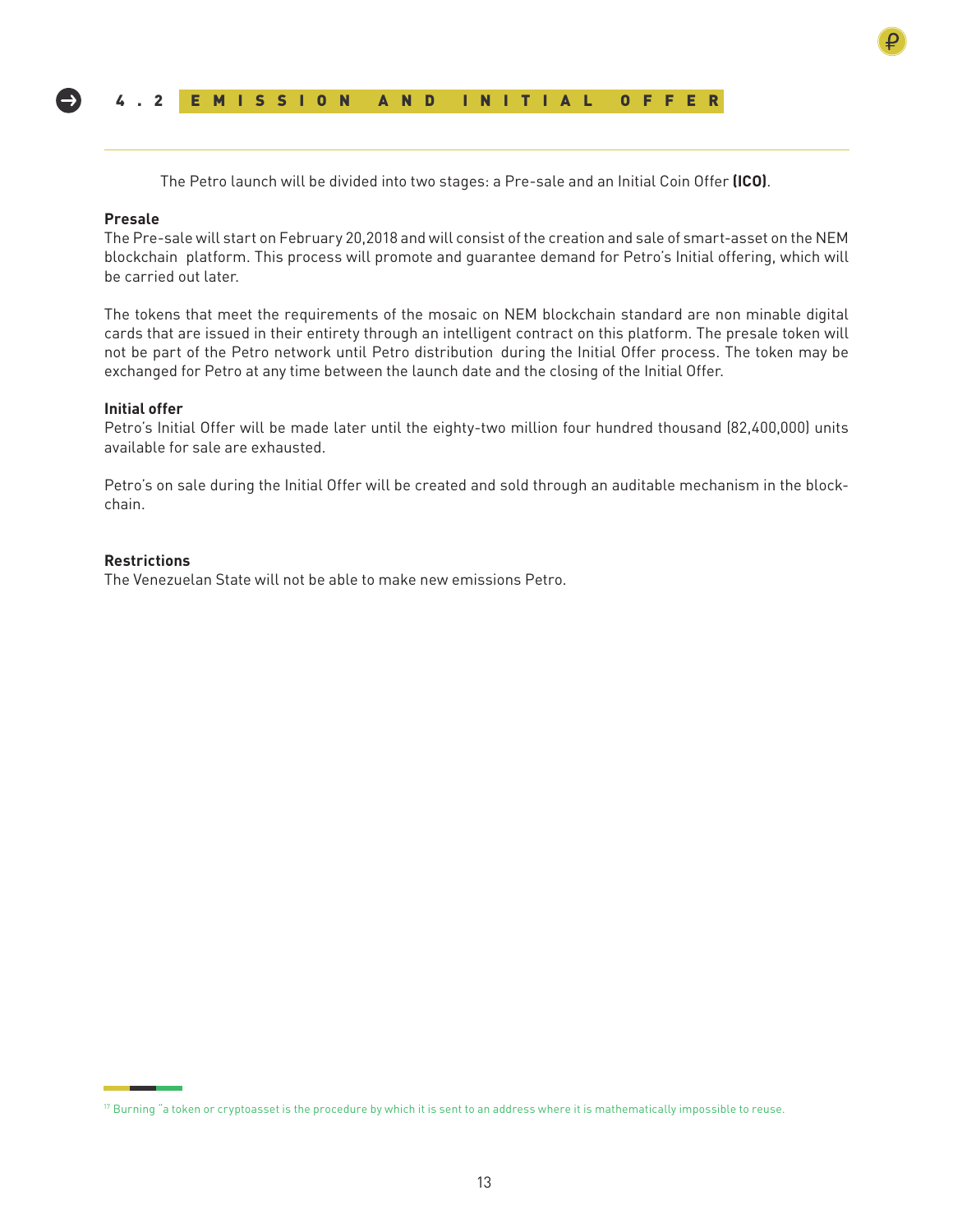## 4.2 EMISSION AND INITIAL OFFER

The Petro launch will be divided into two stages: a Pre-sale and an Initial Coin Offer **(ICO)**.

**Presale**

The Pre-sale will start on February 20,2018 and will consist of the creation and sale of smart-asset on the NEM blockchain platform. This process will promote and guarantee demand for Petro's Initial offering, which will be carried out later.

The tokens that meet the requirements of the mosaic on NEM blockchain standard are non minable digital cards that are issued in their entirety through an intelligent contract on this platform. The presale token will not be part of the Petro network until Petro distribution during the Initial Offer process. The token may be exchanged for Petro at any time between the launch date and the closing of the Initial Offer.

**Initial offer**

Petro's Initial Offer will be made later until the eighty-two million four hundred thousand (82,400,000) units available for sale are exhausted.

Petro's on sale during the Initial Offer will be created and sold through an auditable mechanism in the block-chain.

**Restrictions**

The Venezuelan State will not be able to make new emissions Petro.

[17] Burning "a token or cryptoasset is the procedure by which it is sent to an address where it is mathematically impossible to reuse.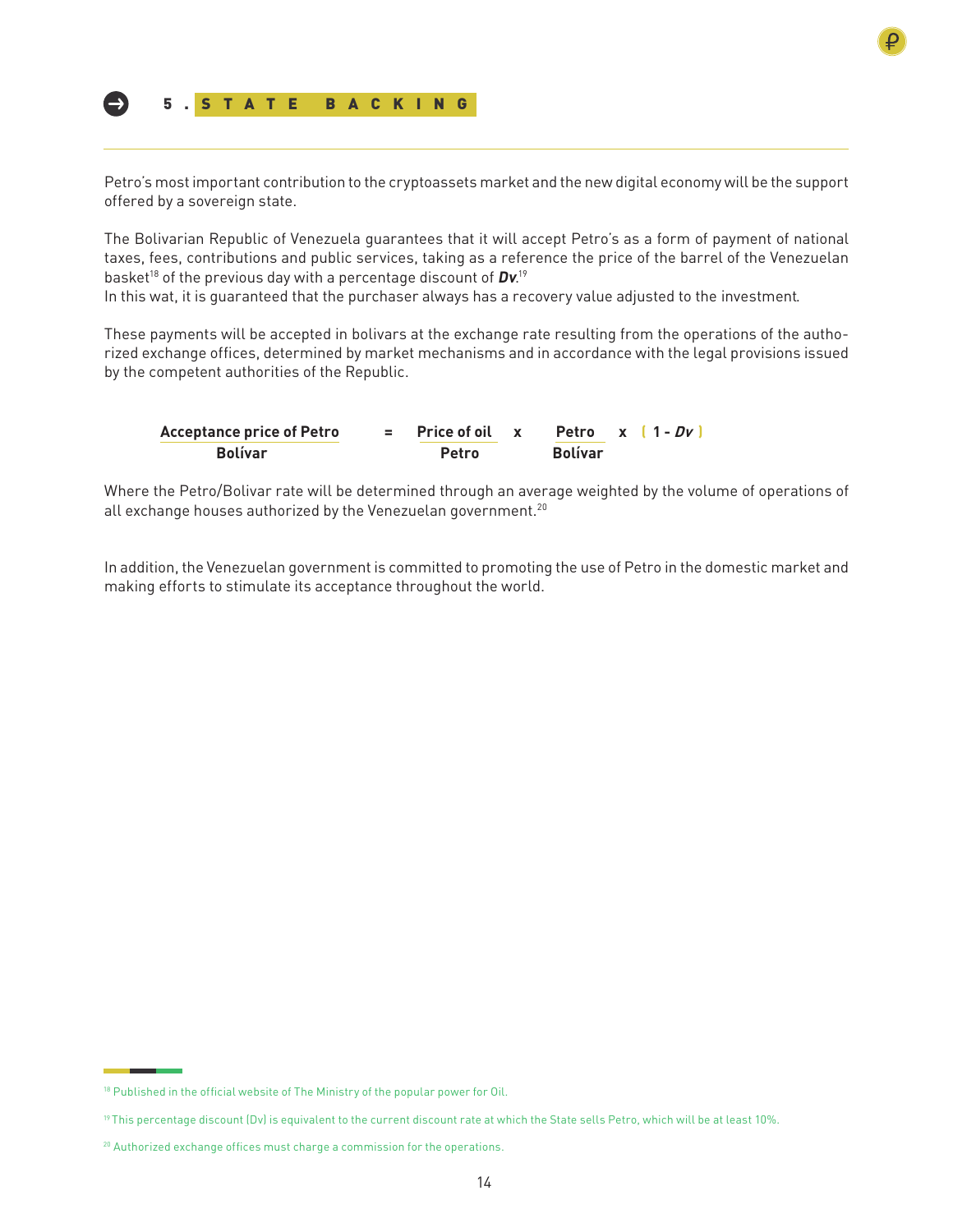## 5. STATE BACKING

Petro's most important contribution to the cryptoassets market and the new digital economy will be the support offered by a sovereign state.

The Bolivarian Republic of Venezuela guarantees that it will accept Petro's as a form of payment of national taxes, fees, contributions and public services, taking as a reference the price of the barrel of the Venezuelan basket[18] of the previous day with a percentage discount of ***Dv***.[19]
In this wat, it is guaranteed that the purchaser always has a recovery value adjusted to the investment.

These payments will be accepted in bolivars at the exchange rate resulting from the operations of the authorized exchange offices, determined by market mechanisms and in accordance with the legal provisions issued by the competent authorities of the Republic.

$$\frac{\text{Acceptance price of Petro}}{\text{Bolívar}} = \frac{\text{Price of oil}}{\text{Petro}} \times \frac{\text{Petro}}{\text{Bolívar}} \times (1 - Dv)$$

Where the Petro/Bolivar rate will be determined through an average weighted by the volume of operations of all exchange houses authorized by the Venezuelan government.[20]

In addition, the Venezuelan government is committed to promoting the use of Petro in the domestic market and making efforts to stimulate its acceptance throughout the world.

[18] Published in the official website of The Ministry of the popular power for Oil.

[19] This percentage discount (Dv) is equivalent to the current discount rate at which the State sells Petro, which will be at least 10%.

[20] Authorized exchange offices must charge a commission for the operations.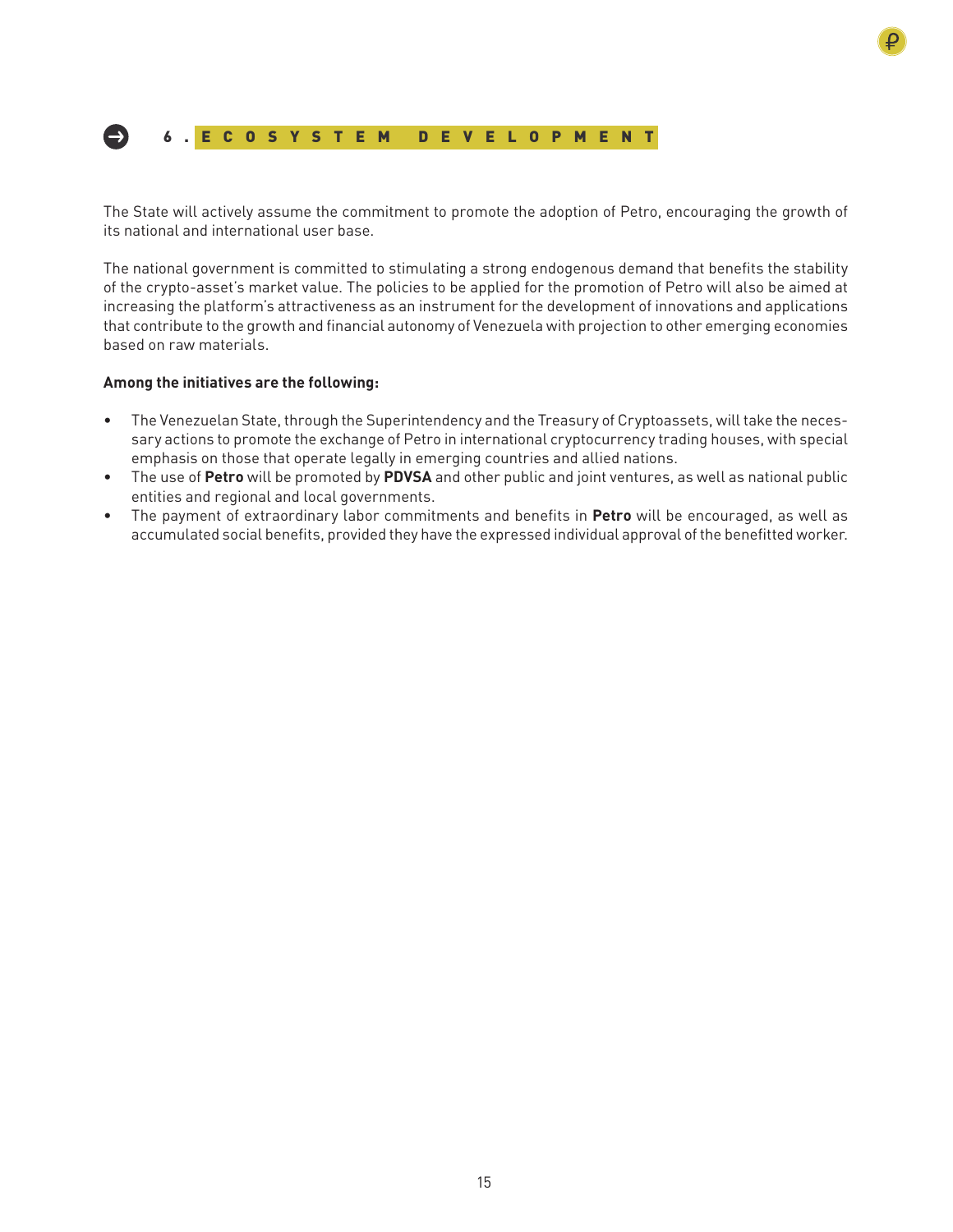## 6. ECOSYSTEM DEVELOPMENT

The State will actively assume the commitment to promote the adoption of Petro, encouraging the growth of its national and international user base.

The national government is committed to stimulating a strong endogenous demand that benefits the stability of the crypto-asset's market value. The policies to be applied for the promotion of Petro will also be aimed at increasing the platform's attractiveness as an instrument for the development of innovations and applications that contribute to the growth and financial autonomy of Venezuela with projection to other emerging economies based on raw materials.

**Among the initiatives are the following:**

- The Venezuelan State, through the Superintendency and the Treasury of Cryptoassets, will take the necessary actions to promote the exchange of Petro in international cryptocurrency trading houses, with special emphasis on those that operate legally in emerging countries and allied nations.
- The use of **Petro** will be promoted by **PDVSA** and other public and joint ventures, as well as national public entities and regional and local governments.
- The payment of extraordinary labor commitments and benefits in **Petro** will be encouraged, as well as accumulated social benefits, provided they have the expressed individual approval of the benefitted worker.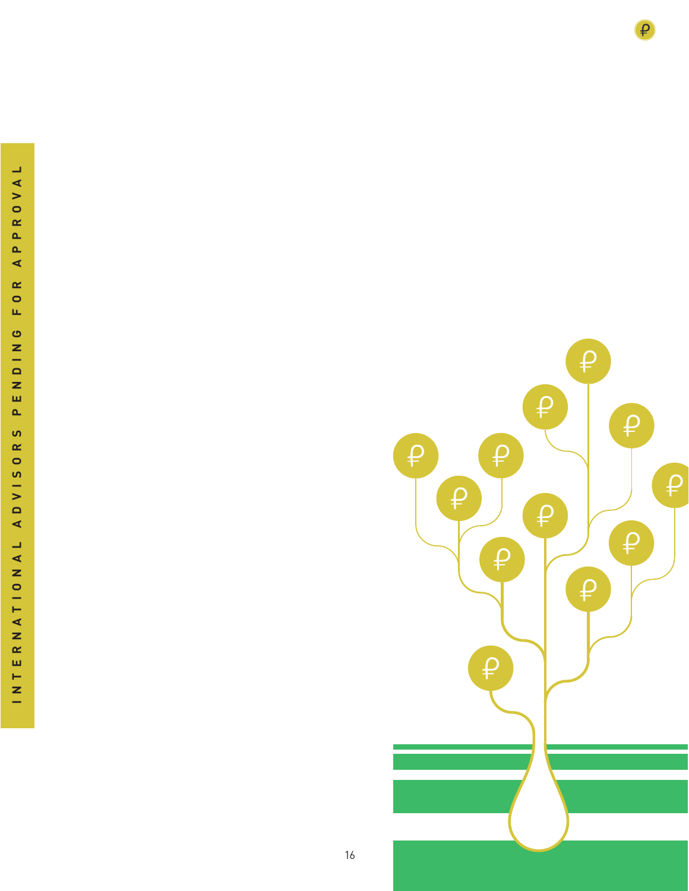INTERNATIONAL ADVISORS PENDING FOR APPROVAL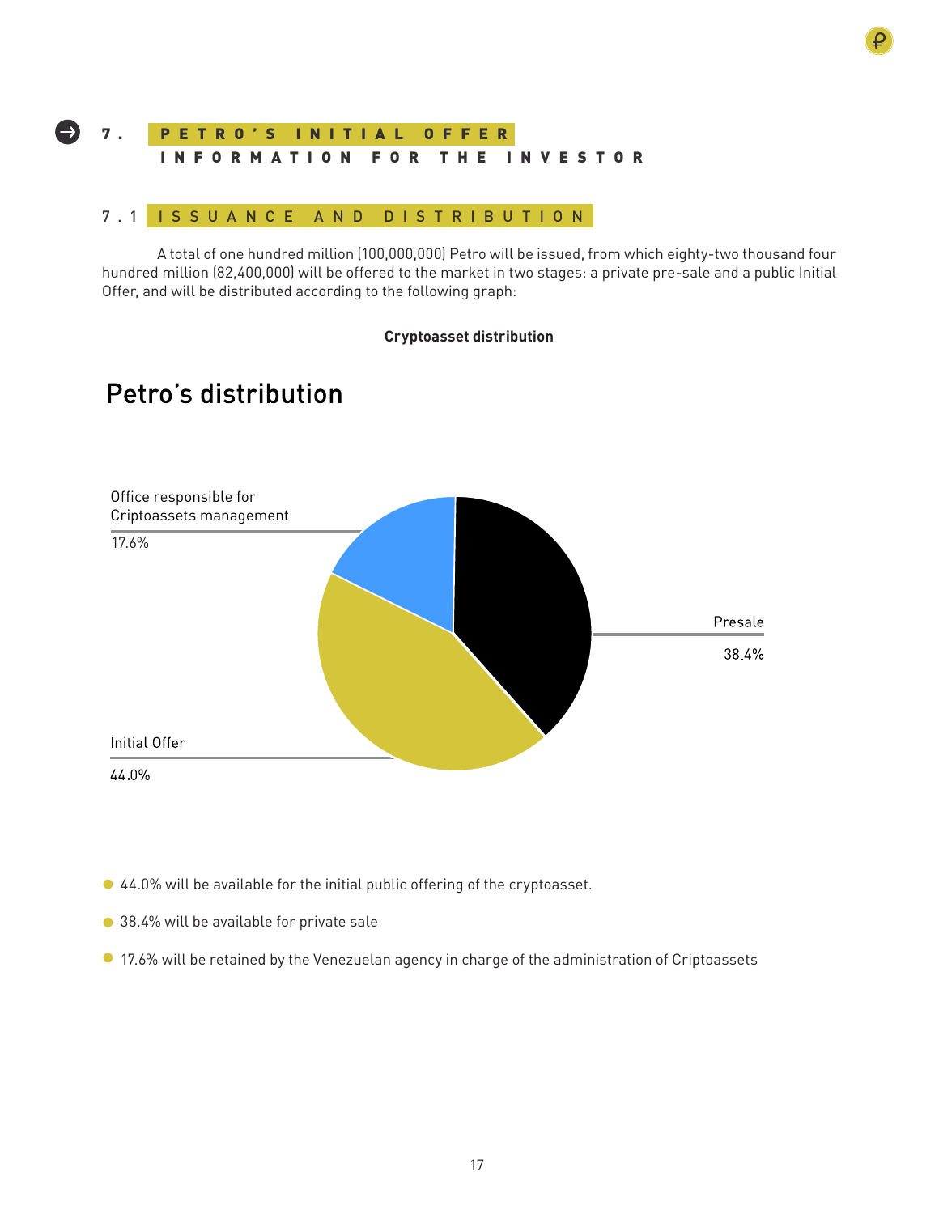## 7. PETRO'S INITIAL OFFER
## INFORMATION FOR THE INVESTOR

### 7.1 ISSUANCE AND DISTRIBUTION

A total of one hundred million (100,000,000) Petro will be issued, from which eighty-two thousand four hundred million (82,400,000) will be offered to the market in two stages: a private pre-sale and a public Initial Offer, and will be distributed according to the following graph:

**Cryptoasset distribution**

Petro's distribution

Office responsible for Criptoassets management
17.6%

Presale
38.4%

Initial Offer
44.0%

- 44.0% will be available for the initial public offering of the cryptoasset.
- 38.4% will be available for private sale
- 17.6% will be retained by the Venezuelan agency in charge of the administration of Criptoassets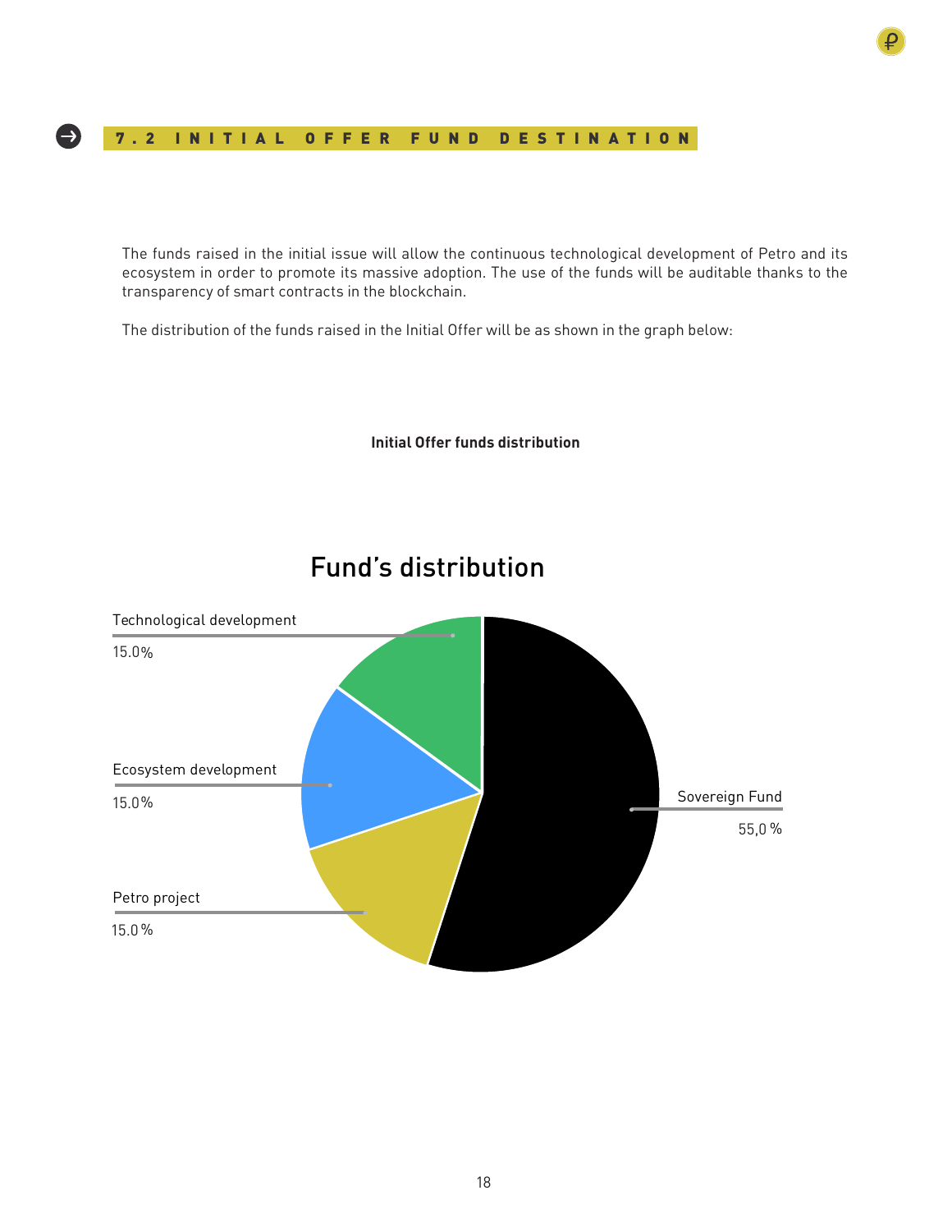## 7.2 INITIAL OFFER FUND DESTINATION

The funds raised in the initial issue will allow the continuous technological development of Petro and its ecosystem in order to promote its massive adoption. The use of the funds will be auditable thanks to the transparency of smart contracts in the blockchain.

The distribution of the funds raised in the Initial Offer will be as shown in the graph below:

**Initial Offer funds distribution**

Fund's distribution

Technological development

15.0%

Ecosystem development

15.0%

Petro project

15.0%

Sovereign Fund

55,0 %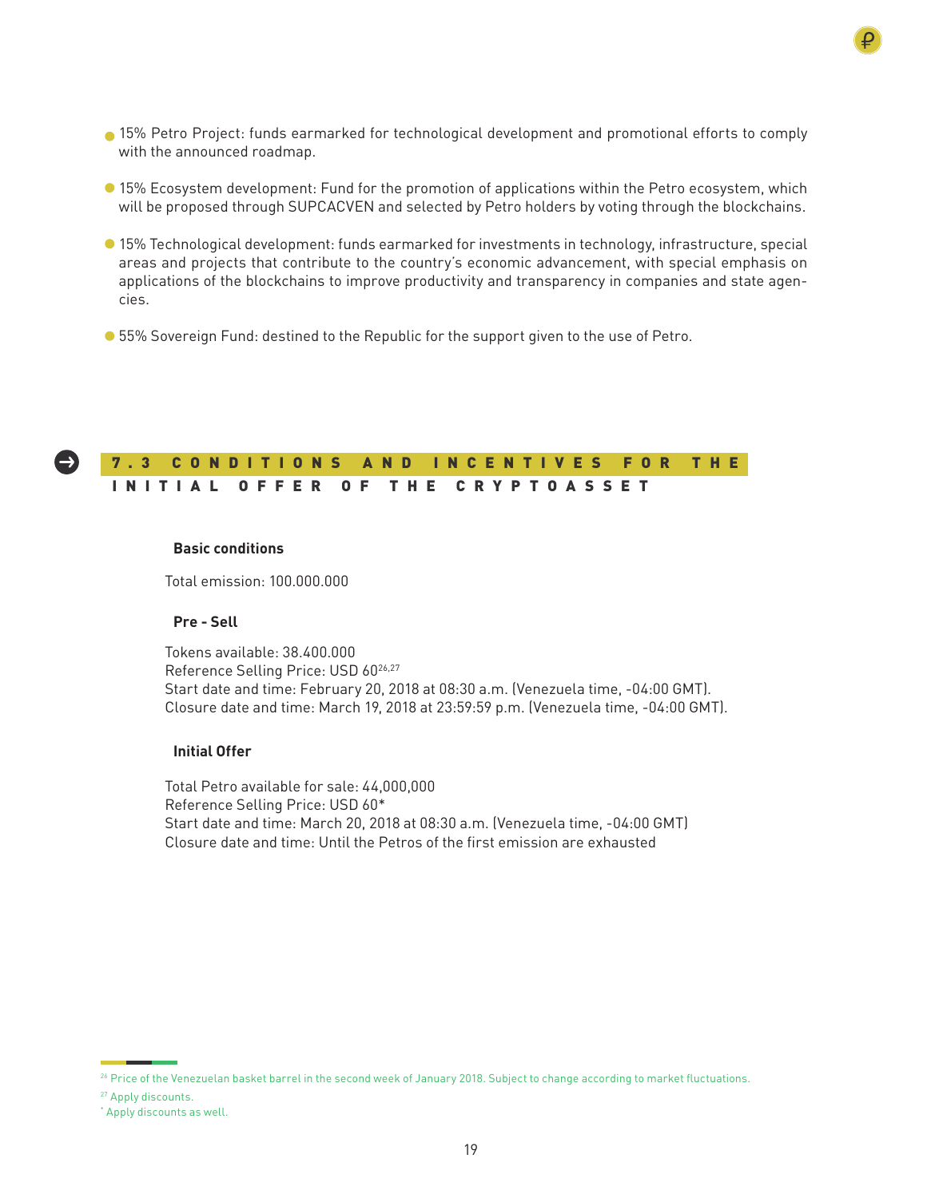- 15% Petro Project: funds earmarked for technological development and promotional efforts to comply with the announced roadmap.
- 15% Ecosystem development: Fund for the promotion of applications within the Petro ecosystem, which will be proposed through SUPCACVEN and selected by Petro holders by voting through the blockchains.
- 15% Technological development: funds earmarked for investments in technology, infrastructure, special areas and projects that contribute to the country's economic advancement, with special emphasis on applications of the blockchains to improve productivity and transparency in companies and state agencies.
- 55% Sovereign Fund: destined to the Republic for the support given to the use of Petro.

## 7.3 CONDITIONS AND INCENTIVES FOR THE INITIAL OFFER OF THE CRYPTOASSET

**Basic conditions**

Total emission: 100.000.000

**Pre - Sell**

Tokens available: 38.400.000
Reference Selling Price: USD 60[26,27]
Start date and time: February 20, 2018 at 08:30 a.m. (Venezuela time, -04:00 GMT).
Closure date and time: March 19, 2018 at 23:59:59 p.m. (Venezuela time, -04:00 GMT).

**Initial Offer**

Total Petro available for sale: 44,000,000
Reference Selling Price: USD 60*
Start date and time: March 20, 2018 at 08:30 a.m. (Venezuela time, -04:00 GMT)
Closure date and time: Until the Petros of the first emission are exhausted

[26] Price of the Venezuelan basket barrel in the second week of January 2018. Subject to change according to market fluctuations.

[27] Apply discounts.

* Apply discounts as well.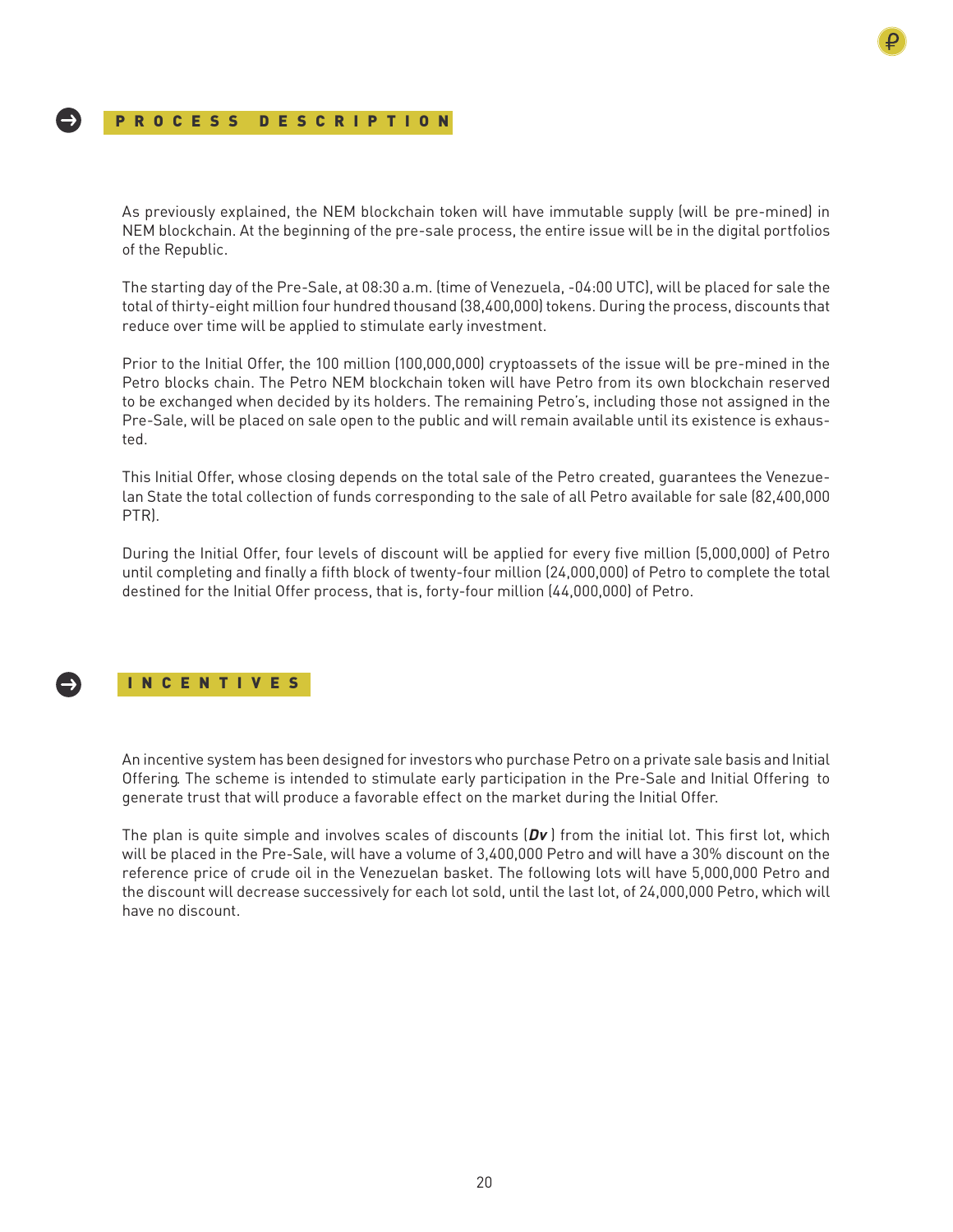## PROCESS DESCRIPTION

As previously explained, the NEM blockchain token will have immutable supply (will be pre-mined) in NEM blockchain. At the beginning of the pre-sale process, the entire issue will be in the digital portfolios of the Republic.

The starting day of the Pre-Sale, at 08:30 a.m. (time of Venezuela, -04:00 UTC), will be placed for sale the total of thirty-eight million four hundred thousand (38,400,000) tokens. During the process, discounts that reduce over time will be applied to stimulate early investment.

Prior to the Initial Offer, the 100 million (100,000,000) cryptoassets of the issue will be pre-mined in the Petro blocks chain. The Petro NEM blockchain token will have Petro from its own blockchain reserved to be exchanged when decided by its holders. The remaining Petro's, including those not assigned in the Pre-Sale, will be placed on sale open to the public and will remain available until its existence is exhausted.

This Initial Offer, whose closing depends on the total sale of the Petro created, guarantees the Venezuelan State the total collection of funds corresponding to the sale of all Petro available for sale (82,400,000 PTR).

During the Initial Offer, four levels of discount will be applied for every five million (5,000,000) of Petro until completing and finally a fifth block of twenty-four million (24,000,000) of Petro to complete the total destined for the Initial Offer process, that is, forty-four million (44,000,000) of Petro.

## INCENTIVES

An incentive system has been designed for investors who purchase Petro on a private sale basis and Initial Offering. The scheme is intended to stimulate early participation in the Pre-Sale and Initial Offering to generate trust that will produce a favorable effect on the market during the Initial Offer.

The plan is quite simple and involves scales of discounts (***Dv***) from the initial lot. This first lot, which will be placed in the Pre-Sale, will have a volume of 3,400,000 Petro and will have a 30% discount on the reference price of crude oil in the Venezuelan basket. The following lots will have 5,000,000 Petro and the discount will decrease successively for each lot sold, until the last lot, of 24,000,000 Petro, which will have no discount.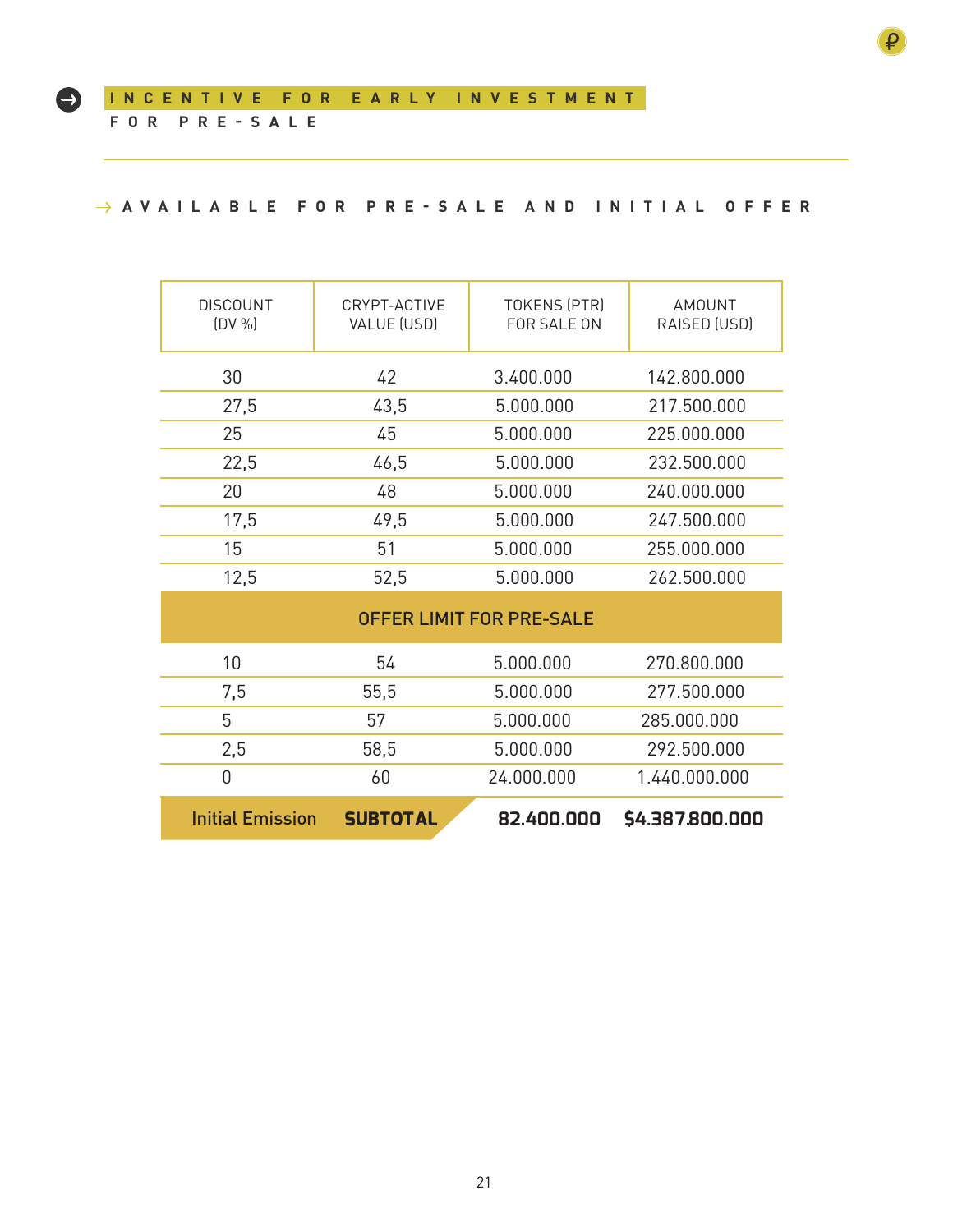## INCENTIVE FOR EARLY INVESTMENT

**FOR PRE-SALE**

### → AVAILABLE FOR PRE-SALE AND INITIAL OFFER

| DISCOUNT (DV %) | CRYPT-ACTIVE VALUE (USD) | TOKENS (PTR) FOR SALE ON | AMOUNT RAISED (USD) |
|---|---|---|---|
| 30 | 42 | 3.400.000 | 142.800.000 |
| 27,5 | 43,5 | 5.000.000 | 217.500.000 |
| 25 | 45 | 5.000.000 | 225.000.000 |
| 22,5 | 46,5 | 5.000.000 | 232.500.000 |
| 20 | 48 | 5.000.000 | 240.000.000 |
| 17,5 | 49,5 | 5.000.000 | 247.500.000 |
| 15 | 51 | 5.000.000 | 255.000.000 |
| 12,5 | 52,5 | 5.000.000 | 262.500.000 |
| OFFER LIMIT FOR PRE-SALE | | | |
| 10 | 54 | 5.000.000 | 270.800.000 |
| 7,5 | 55,5 | 5.000.000 | 277.500.000 |
| 5 | 57 | 5.000.000 | 285.000.000 |
| 2,5 | 58,5 | 5.000.000 | 292.500.000 |
| 0 | 60 | 24.000.000 | 1.440.000.000 |
| Initial Emission | **SUBTOTAL** | **82.400.000** | **$4.387.800.000** |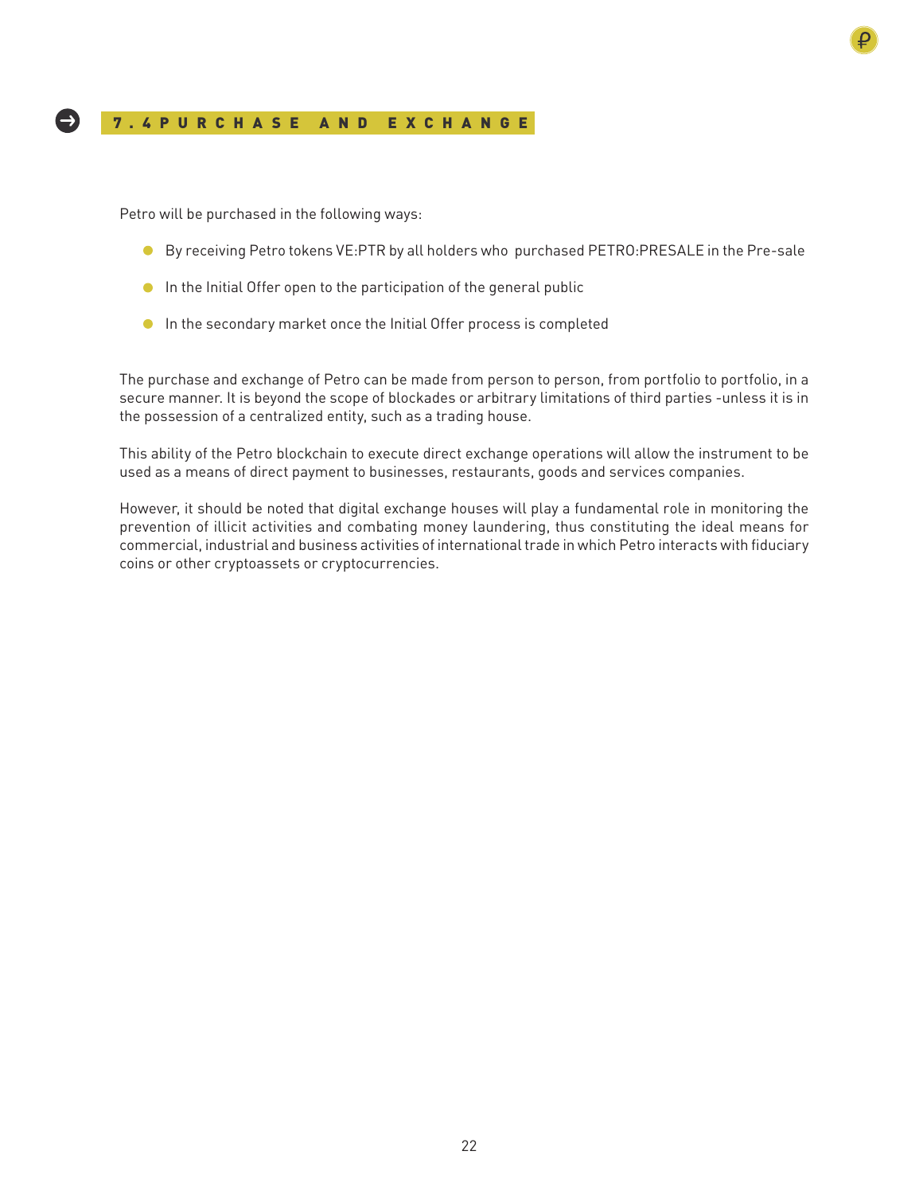## 7.4 PURCHASE AND EXCHANGE

Petro will be purchased in the following ways:

- By receiving Petro tokens VE:PTR by all holders who purchased PETRO:PRESALE in the Pre-sale
- In the Initial Offer open to the participation of the general public
- In the secondary market once the Initial Offer process is completed

The purchase and exchange of Petro can be made from person to person, from portfolio to portfolio, in a secure manner. It is beyond the scope of blockades or arbitrary limitations of third parties -unless it is in the possession of a centralized entity, such as a trading house.

This ability of the Petro blockchain to execute direct exchange operations will allow the instrument to be used as a means of direct payment to businesses, restaurants, goods and services companies.

However, it should be noted that digital exchange houses will play a fundamental role in monitoring the prevention of illicit activities and combating money laundering, thus constituting the ideal means for commercial, industrial and business activities of international trade in which Petro interacts with fiduciary coins or other cryptoassets or cryptocurrencies.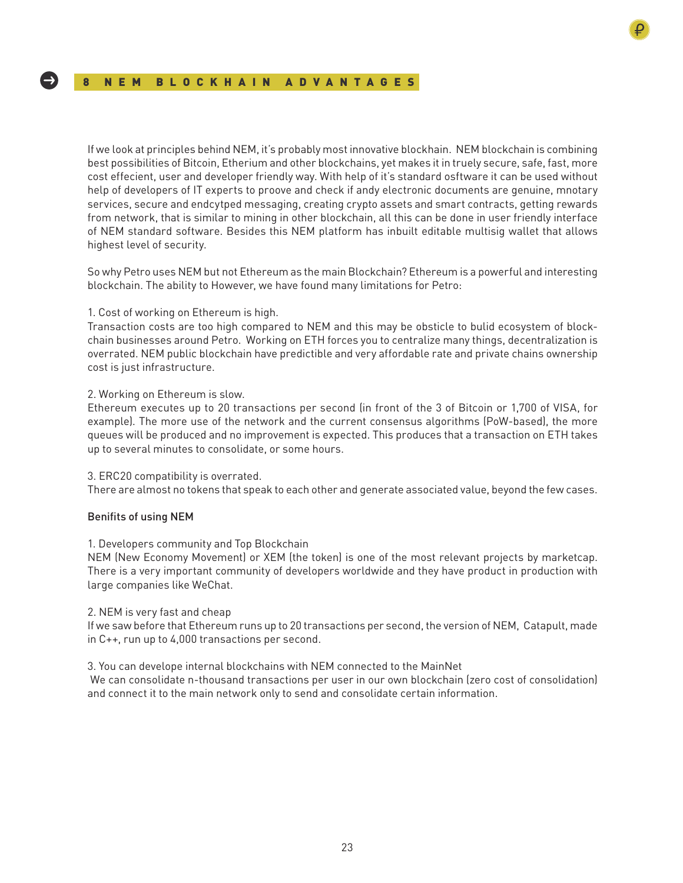## 8 NEM BLOCKHAIN ADVANTAGES

If we look at principles behind NEM, it's probably most innovative blockhain. NEM blockchain is combining best possibilities of Bitcoin, Etherium and other blockchains, yet makes it in truely secure, safe, fast, more cost effecient, user and developer friendly way. With help of it's standard osftware it can be used without help of developers of IT experts to proove and check if andy electronic documents are genuine, mnotary services, secure and endcytped messaging, creating crypto assets and smart contracts, getting rewards from network, that is similar to mining in other blockchain, all this can be done in user friendly interface of NEM standard software. Besides this NEM platform has inbuilt editable multisig wallet that allows highest level of security.

So why Petro uses NEM but not Ethereum as the main Blockchain? Ethereum is a powerful and interesting blockchain. The ability to However, we have found many limitations for Petro:

1. Cost of working on Ethereum is high.
Transaction costs are too high compared to NEM and this may be obsticle to bulid ecosystem of block-chain businesses around Petro. Working on ETH forces you to centralize many things, decentralization is overrated. NEM public blockchain have predictible and very affordable rate and private chains ownership cost is just infrastructure.

2. Working on Ethereum is slow.
Ethereum executes up to 20 transactions per second (in front of the 3 of Bitcoin or 1,700 of VISA, for example). The more use of the network and the current consensus algorithms (PoW-based), the more queues will be produced and no improvement is expected. This produces that a transaction on ETH takes up to several minutes to consolidate, or some hours.

3. ERC20 compatibility is overrated.
There are almost no tokens that speak to each other and generate associated value, beyond the few cases.

### Benifits of using NEM

1. Developers community and Top Blockchain
NEM (New Economy Movement) or XEM (the token) is one of the most relevant projects by marketcap. There is a very important community of developers worldwide and they have product in production with large companies like WeChat.

2. NEM is very fast and cheap
If we saw before that Ethereum runs up to 20 transactions per second, the version of NEM, Catapult, made in C++, run up to 4,000 transactions per second.

3. You can develope internal blockchains with NEM connected to the MainNet
We can consolidate n-thousand transactions per user in our own blockchain (zero cost of consolidation) and connect it to the main network only to send and consolidate certain information.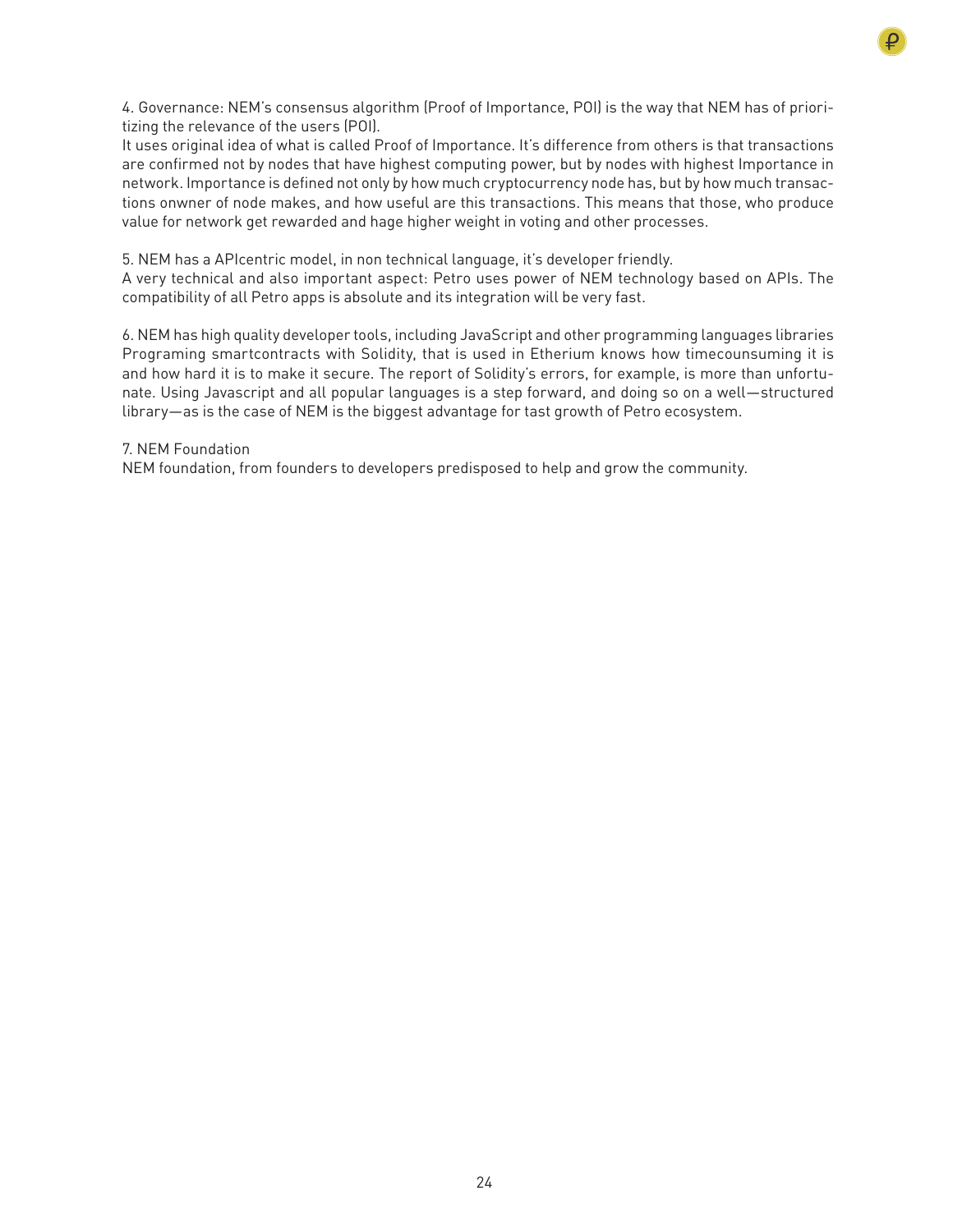4. Governance: NEM's consensus algorithm (Proof of Importance, POI) is the way that NEM has of prioritizing the relevance of the users (POI).

It uses original idea of what is called Proof of Importance. It's difference from others is that transactions are confirmed not by nodes that have highest computing power, but by nodes with highest Importance in network. Importance is defined not only by how much cryptocurrency node has, but by how much transactions onwner of node makes, and how useful are this transactions. This means that those, who produce value for network get rewarded and hage higher weight in voting and other processes.

5. NEM has a APIcentric model, in non technical language, it's developer friendly.

A very technical and also important aspect: Petro uses power of NEM technology based on APIs. The compatibility of all Petro apps is absolute and its integration will be very fast.

6. NEM has high quality developer tools, including JavaScript and other programming languages libraries Programing smartcontracts with Solidity, that is used in Etherium knows how timecounsuming it is and how hard it is to make it secure. The report of Solidity's errors, for example, is more than unfortunate. Using Javascript and all popular languages is a step forward, and doing so on a well—structured library—as is the case of NEM is the biggest advantage for tast growth of Petro ecosystem.

7. NEM Foundation

NEM foundation, from founders to developers predisposed to help and grow the community.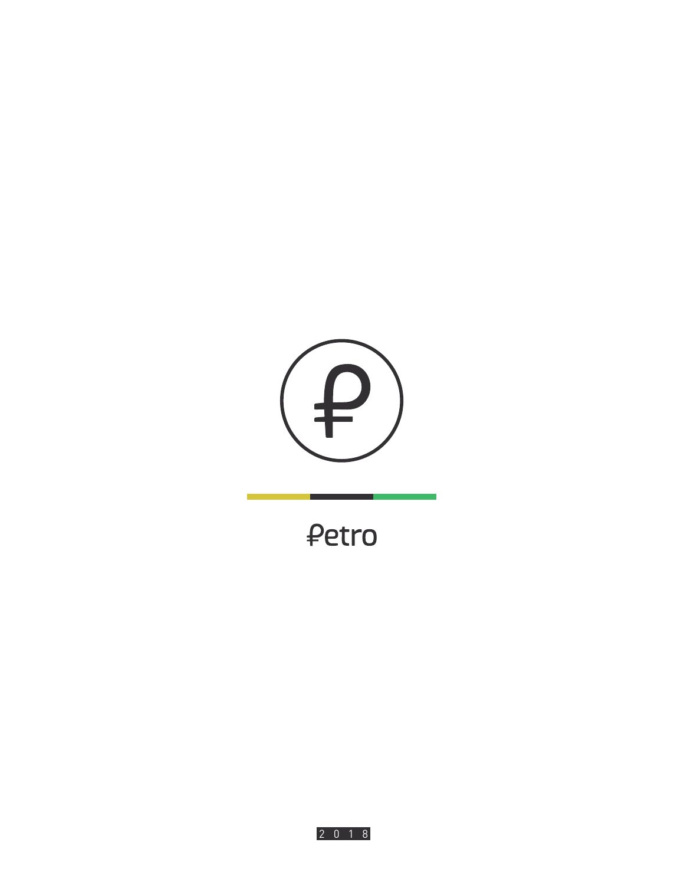Ꝑetro

2 0 1 8